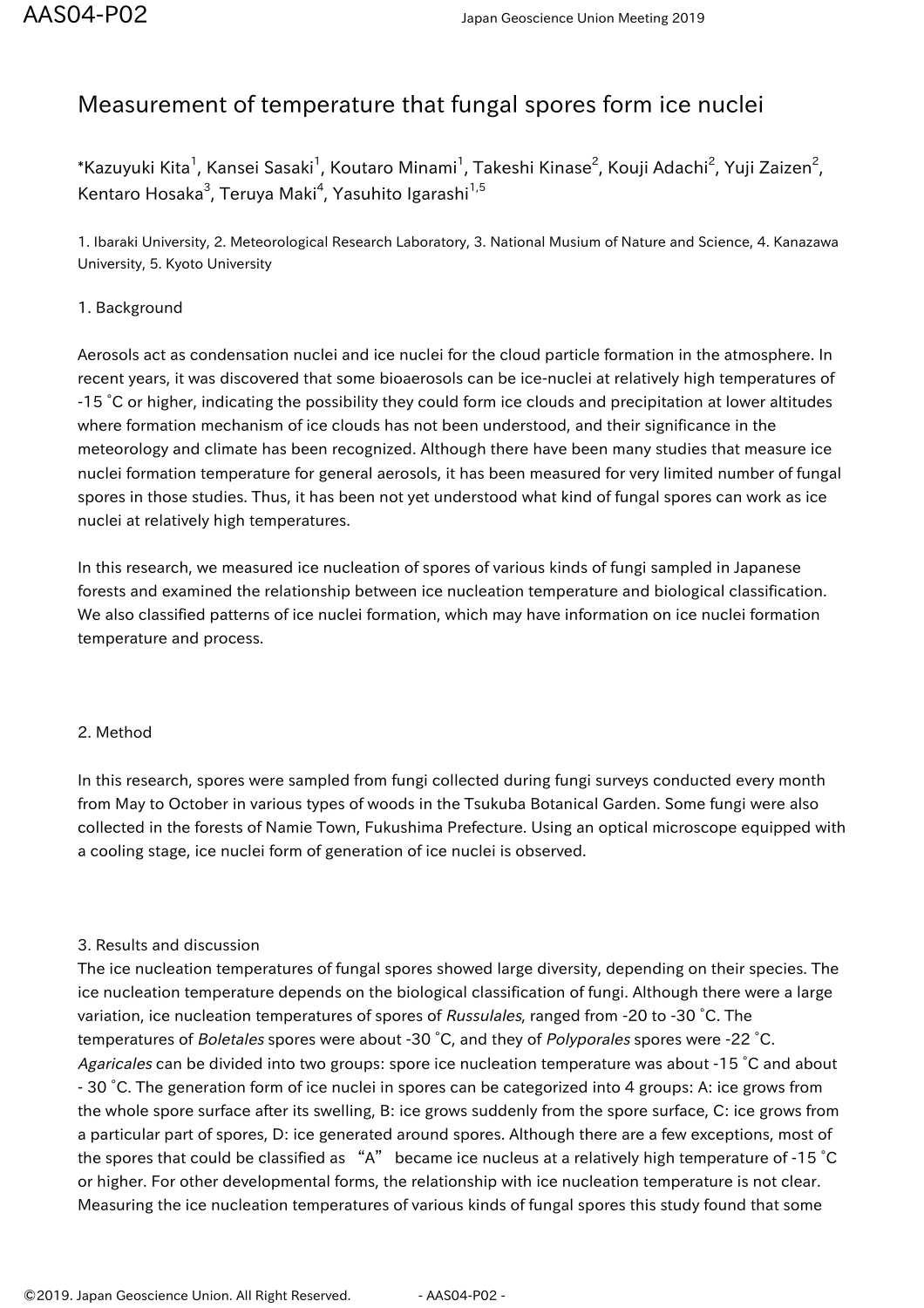# Measurement of temperature that fungal spores form ice nuclei

*Kazuyuki Kita[1], Kansei Sasaki[1], Koutaro Minami[1], Takeshi Kinase[2], Kouji Adachi[2], Yuji Zaizen[2], Kentaro Hosaka[3], Teruya Maki[4], Yasuhito Igarashi[1,5]

1. Ibaraki University, 2. Meteorological Research Laboratory, 3. National Musium of Nature and Science, 4. Kanazawa University, 5. Kyoto University

## 1. Background

Aerosols act as condensation nuclei and ice nuclei for the cloud particle formation in the atmosphere. In recent years, it was discovered that some bioaerosols can be ice-nuclei at relatively high temperatures of -15 ˚C or higher, indicating the possibility they could form ice clouds and precipitation at lower altitudes where formation mechanism of ice clouds has not been understood, and their significance in the meteorology and climate has been recognized. Although there have been many studies that measure ice nuclei formation temperature for general aerosols, it has been measured for very limited number of fungal spores in those studies. Thus, it has been not yet understood what kind of fungal spores can work as ice nuclei at relatively high temperatures.

In this research, we measured ice nucleation of spores of various kinds of fungi sampled in Japanese forests and examined the relationship between ice nucleation temperature and biological classification. We also classified patterns of ice nuclei formation, which may have information on ice nuclei formation temperature and process.

## 2. Method

In this research, spores were sampled from fungi collected during fungi surveys conducted every month from May to October in various types of woods in the Tsukuba Botanical Garden. Some fungi were also collected in the forests of Namie Town, Fukushima Prefecture. Using an optical microscope equipped with a cooling stage, ice nuclei form of generation of ice nuclei is observed.

## 3. Results and discussion

The ice nucleation temperatures of fungal spores showed large diversity, depending on their species. The ice nucleation temperature depends on the biological classification of fungi. Although there were a large variation, ice nucleation temperatures of spores of *Russulales*, ranged from -20 to -30 ˚C. The temperatures of *Boletales* spores were about -30 ˚C, and they of *Polyporales* spores were -22 ˚C. *Agaricales* can be divided into two groups: spore ice nucleation temperature was about -15 ˚C and about - 30 ˚C. The generation form of ice nuclei in spores can be categorized into 4 groups: A: ice grows from the whole spore surface after its swelling, B: ice grows suddenly from the spore surface, C: ice grows from a particular part of spores, D: ice generated around spores. Although there are a few exceptions, most of the spores that could be classified as "A" became ice nucleus at a relatively high temperature of -15 ˚C or higher. For other developmental forms, the relationship with ice nucleation temperature is not clear. Measuring the ice nucleation temperatures of various kinds of fungal spores this study found that some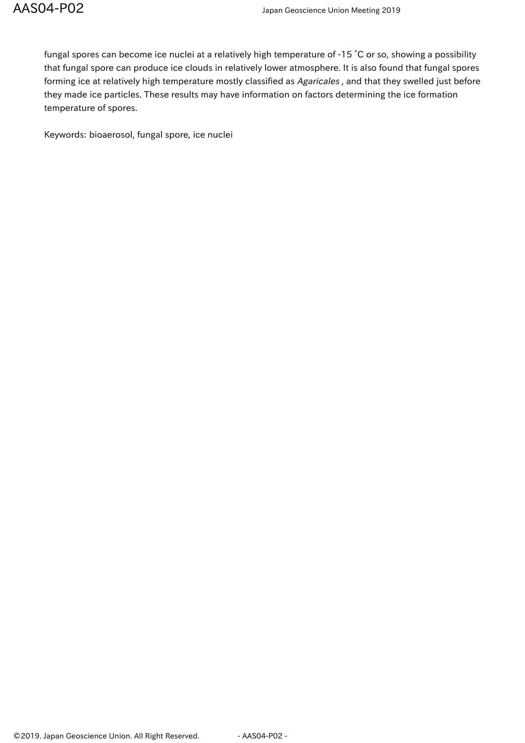fungal spores can become ice nuclei at a relatively high temperature of -15 ˚C or so, showing a possibility that fungal spore can produce ice clouds in relatively lower atmosphere. It is also found that fungal spores forming ice at relatively high temperature mostly classified as *Agaricales* , and that they swelled just before they made ice particles. These results may have information on factors determining the ice formation temperature of spores.

Keywords: bioaerosol, fungal spore, ice nuclei